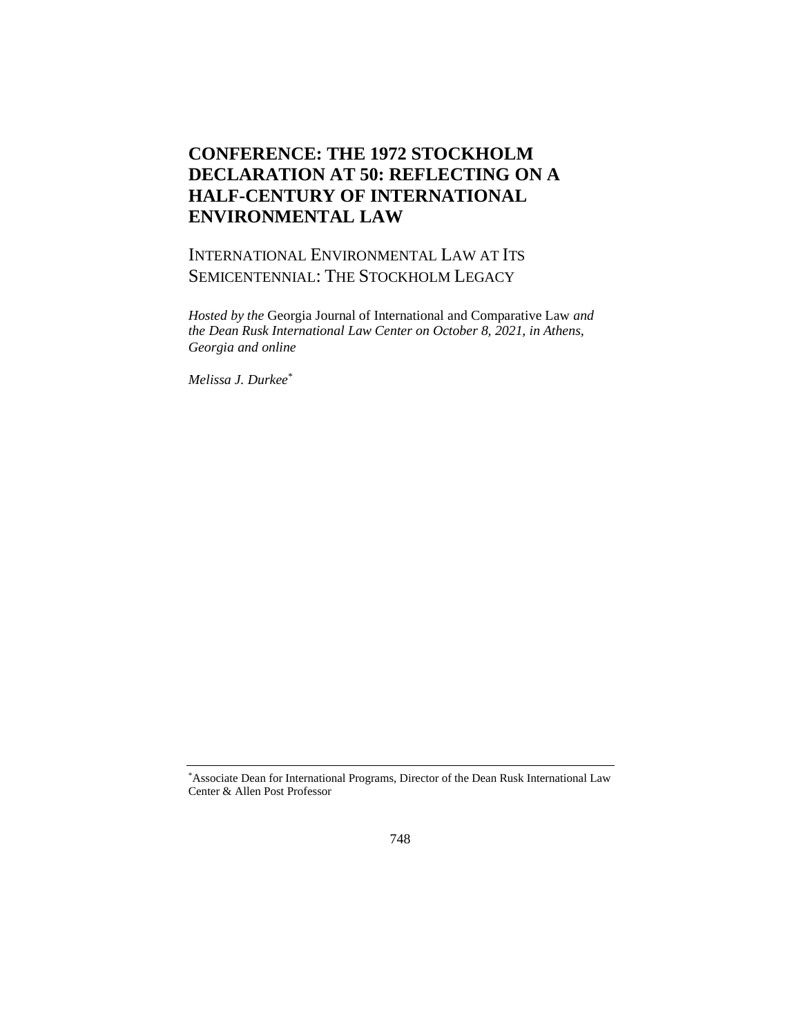# CONFERENCE: THE 1972 STOCKHOLM DECLARATION AT 50: REFLECTING ON A HALF-CENTURY OF INTERNATIONAL ENVIRONMENTAL LAW

## INTERNATIONAL ENVIRONMENTAL LAW AT ITS SEMICENTENNIAL: THE STOCKHOLM LEGACY

*Hosted by the* Georgia Journal of International and Comparative Law *and the Dean Rusk International Law Center on October 8, 2021, in Athens, Georgia and online*

*Melissa J. Durkee*[*]

---

[*] Associate Dean for International Programs, Director of the Dean Rusk International Law Center & Allen Post Professor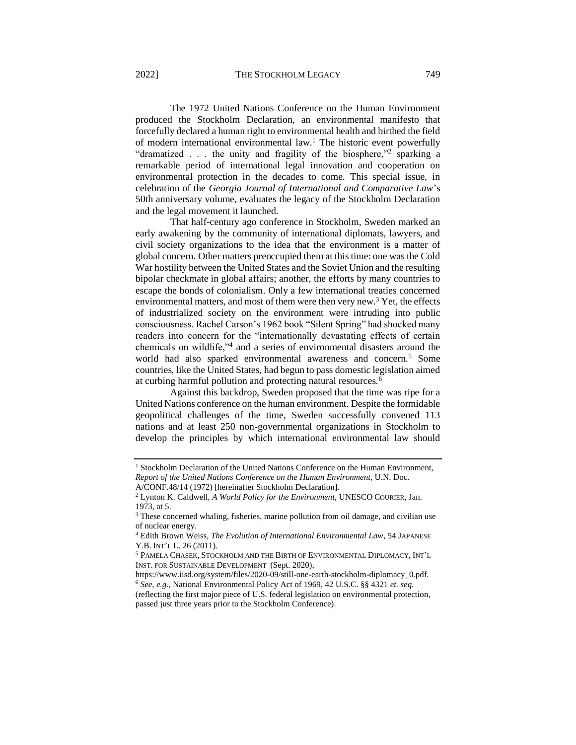The 1972 United Nations Conference on the Human Environment produced the Stockholm Declaration, an environmental manifesto that forcefully declared a human right to environmental health and birthed the field of modern international environmental law.[1] The historic event powerfully "dramatized . . . the unity and fragility of the biosphere,"[2] sparking a remarkable period of international legal innovation and cooperation on environmental protection in the decades to come. This special issue, in celebration of the *Georgia Journal of International and Comparative Law*'s 50th anniversary volume, evaluates the legacy of the Stockholm Declaration and the legal movement it launched.

That half-century ago conference in Stockholm, Sweden marked an early awakening by the community of international diplomats, lawyers, and civil society organizations to the idea that the environment is a matter of global concern. Other matters preoccupied them at this time: one was the Cold War hostility between the United States and the Soviet Union and the resulting bipolar checkmate in global affairs; another, the efforts by many countries to escape the bonds of colonialism. Only a few international treaties concerned environmental matters, and most of them were then very new.[3] Yet, the effects of industrialized society on the environment were intruding into public consciousness. Rachel Carson's 1962 book "Silent Spring" had shocked many readers into concern for the "internationally devastating effects of certain chemicals on wildlife,"[4] and a series of environmental disasters around the world had also sparked environmental awareness and concern.[5] Some countries, like the United States, had begun to pass domestic legislation aimed at curbing harmful pollution and protecting natural resources.[6]

Against this backdrop, Sweden proposed that the time was ripe for a United Nations conference on the human environment. Despite the formidable geopolitical challenges of the time, Sweden successfully convened 113 nations and at least 250 non-governmental organizations in Stockholm to develop the principles by which international environmental law should

---

[1] Stockholm Declaration of the United Nations Conference on the Human Environment, *Report of the United Nations Conference on the Human Environment*, U.N. Doc. A/CONF.48/14 (1972) [hereinafter Stockholm Declaration].

[2] Lynton K. Caldwell, *A World Policy for the Environment*, UNESCO COURIER, Jan. 1973, at 5.

[3] These concerned whaling, fisheries, marine pollution from oil damage, and civilian use of nuclear energy.

[4] Edith Brown Weiss, *The Evolution of International Environmental Law*, 54 JAPANESE Y.B. INT'L L. 26 (2011).

[5] PAMELA CHASEK, STOCKHOLM AND THE BIRTH OF ENVIRONMENTAL DIPLOMACY, INT'L INST. FOR SUSTAINABLE DEVELOPMENT (Sept. 2020), https://www.iisd.org/system/files/2020-09/still-one-earth-stockholm-diplomacy_0.pdf.

[6] *See, e.g.*, National Environmental Policy Act of 1969, 42 U.S.C. §§ 4321 *et. seq.* (reflecting the first major piece of U.S. federal legislation on environmental protection, passed just three years prior to the Stockholm Conference).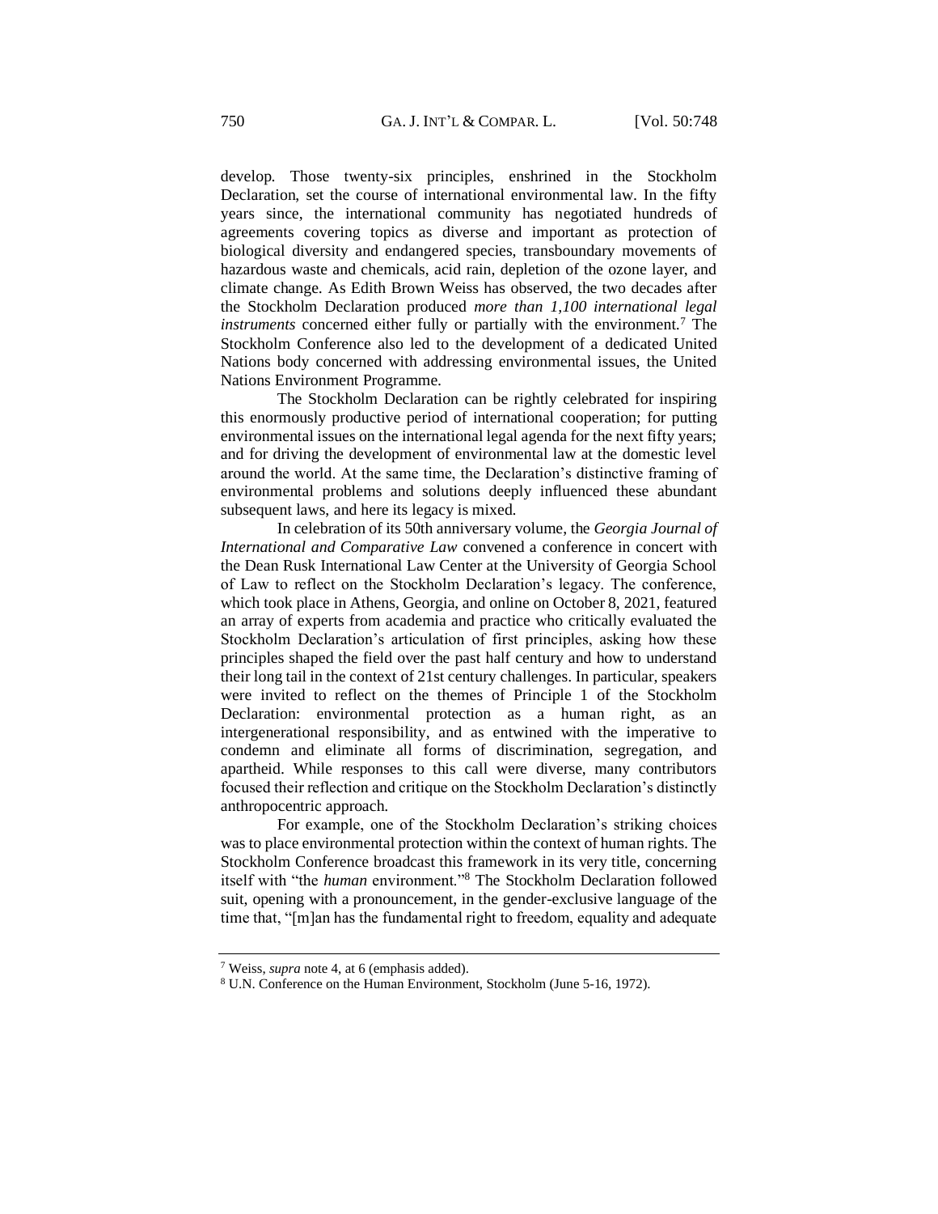develop. Those twenty-six principles, enshrined in the Stockholm Declaration, set the course of international environmental law. In the fifty years since, the international community has negotiated hundreds of agreements covering topics as diverse and important as protection of biological diversity and endangered species, transboundary movements of hazardous waste and chemicals, acid rain, depletion of the ozone layer, and climate change. As Edith Brown Weiss has observed, the two decades after the Stockholm Declaration produced *more than 1,100 international legal instruments* concerned either fully or partially with the environment.[7] The Stockholm Conference also led to the development of a dedicated United Nations body concerned with addressing environmental issues, the United Nations Environment Programme.

The Stockholm Declaration can be rightly celebrated for inspiring this enormously productive period of international cooperation; for putting environmental issues on the international legal agenda for the next fifty years; and for driving the development of environmental law at the domestic level around the world. At the same time, the Declaration's distinctive framing of environmental problems and solutions deeply influenced these abundant subsequent laws, and here its legacy is mixed.

In celebration of its 50th anniversary volume, the *Georgia Journal of International and Comparative Law* convened a conference in concert with the Dean Rusk International Law Center at the University of Georgia School of Law to reflect on the Stockholm Declaration's legacy. The conference, which took place in Athens, Georgia, and online on October 8, 2021, featured an array of experts from academia and practice who critically evaluated the Stockholm Declaration's articulation of first principles, asking how these principles shaped the field over the past half century and how to understand their long tail in the context of 21st century challenges. In particular, speakers were invited to reflect on the themes of Principle 1 of the Stockholm Declaration: environmental protection as a human right, as an intergenerational responsibility, and as entwined with the imperative to condemn and eliminate all forms of discrimination, segregation, and apartheid. While responses to this call were diverse, many contributors focused their reflection and critique on the Stockholm Declaration's distinctly anthropocentric approach.

For example, one of the Stockholm Declaration's striking choices was to place environmental protection within the context of human rights. The Stockholm Conference broadcast this framework in its very title, concerning itself with "the *human* environment."[8] The Stockholm Declaration followed suit, opening with a pronouncement, in the gender-exclusive language of the time that, "[m]an has the fundamental right to freedom, equality and adequate

---

[7] Weiss, *supra* note 4, at 6 (emphasis added).

[8] U.N. Conference on the Human Environment, Stockholm (June 5-16, 1972).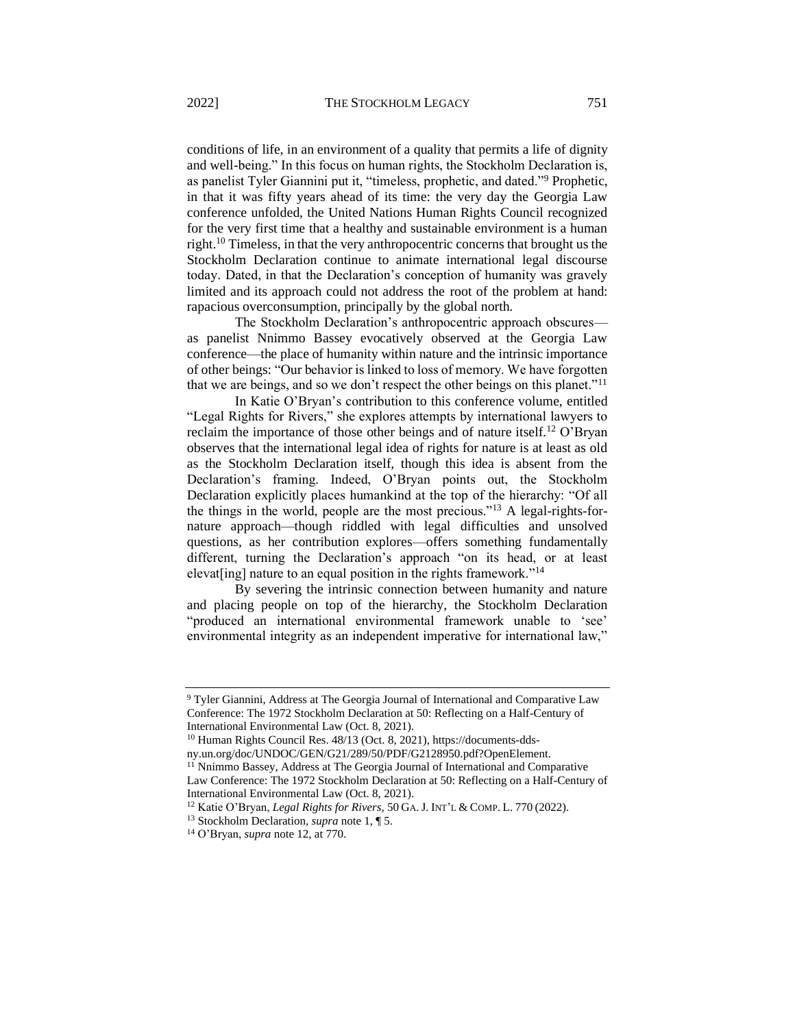conditions of life, in an environment of a quality that permits a life of dignity and well-being." In this focus on human rights, the Stockholm Declaration is, as panelist Tyler Giannini put it, "timeless, prophetic, and dated."[9] Prophetic, in that it was fifty years ahead of its time: the very day the Georgia Law conference unfolded, the United Nations Human Rights Council recognized for the very first time that a healthy and sustainable environment is a human right.[10] Timeless, in that the very anthropocentric concerns that brought us the Stockholm Declaration continue to animate international legal discourse today. Dated, in that the Declaration's conception of humanity was gravely limited and its approach could not address the root of the problem at hand: rapacious overconsumption, principally by the global north.

The Stockholm Declaration's anthropocentric approach obscures—as panelist Nnimmo Bassey evocatively observed at the Georgia Law conference—the place of humanity within nature and the intrinsic importance of other beings: "Our behavior is linked to loss of memory. We have forgotten that we are beings, and so we don't respect the other beings on this planet."[11]

In Katie O'Bryan's contribution to this conference volume, entitled "Legal Rights for Rivers," she explores attempts by international lawyers to reclaim the importance of those other beings and of nature itself.[12] O'Bryan observes that the international legal idea of rights for nature is at least as old as the Stockholm Declaration itself, though this idea is absent from the Declaration's framing. Indeed, O'Bryan points out, the Stockholm Declaration explicitly places humankind at the top of the hierarchy: "Of all the things in the world, people are the most precious."[13] A legal-rights-for-nature approach—though riddled with legal difficulties and unsolved questions, as her contribution explores—offers something fundamentally different, turning the Declaration's approach "on its head, or at least elevat[ing] nature to an equal position in the rights framework."[14]

By severing the intrinsic connection between humanity and nature and placing people on top of the hierarchy, the Stockholm Declaration "produced an international environmental framework unable to 'see' environmental integrity as an independent imperative for international law,"

---

[9] Tyler Giannini, Address at The Georgia Journal of International and Comparative Law Conference: The 1972 Stockholm Declaration at 50: Reflecting on a Half-Century of International Environmental Law (Oct. 8, 2021).

[10] Human Rights Council Res. 48/13 (Oct. 8, 2021), https://documents-dds-ny.un.org/doc/UNDOC/GEN/G21/289/50/PDF/G2128950.pdf?OpenElement.

[11] Nnimmo Bassey, Address at The Georgia Journal of International and Comparative Law Conference: The 1972 Stockholm Declaration at 50: Reflecting on a Half-Century of International Environmental Law (Oct. 8, 2021).

[12] Katie O'Bryan, *Legal Rights for Rivers*, 50 GA. J. INT'L & COMP. L. 770 (2022).

[13] Stockholm Declaration, *supra* note 1, ¶ 5.

[14] O'Bryan, *supra* note 12, at 770.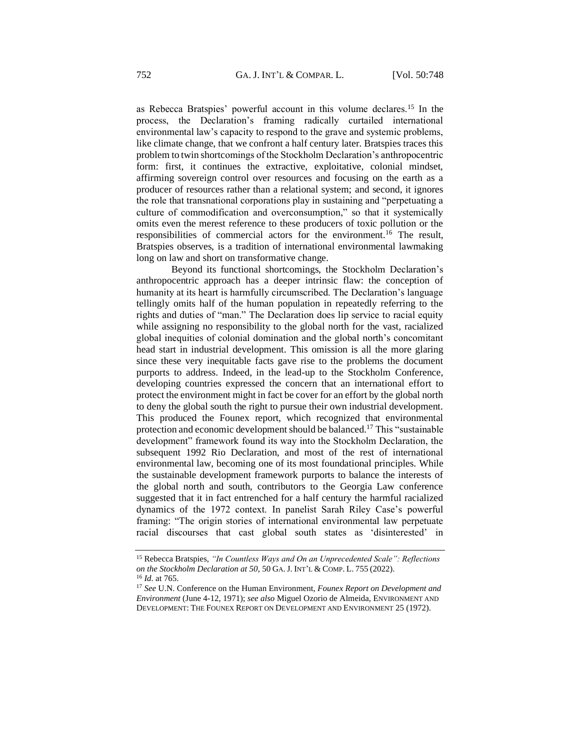as Rebecca Bratspies' powerful account in this volume declares.[15] In the process, the Declaration's framing radically curtailed international environmental law's capacity to respond to the grave and systemic problems, like climate change, that we confront a half century later. Bratspies traces this problem to twin shortcomings of the Stockholm Declaration's anthropocentric form: first, it continues the extractive, exploitative, colonial mindset, affirming sovereign control over resources and focusing on the earth as a producer of resources rather than a relational system; and second, it ignores the role that transnational corporations play in sustaining and "perpetuating a culture of commodification and overconsumption," so that it systemically omits even the merest reference to these producers of toxic pollution or the responsibilities of commercial actors for the environment.[16] The result, Bratspies observes, is a tradition of international environmental lawmaking long on law and short on transformative change.

Beyond its functional shortcomings, the Stockholm Declaration's anthropocentric approach has a deeper intrinsic flaw: the conception of humanity at its heart is harmfully circumscribed. The Declaration's language tellingly omits half of the human population in repeatedly referring to the rights and duties of "man." The Declaration does lip service to racial equity while assigning no responsibility to the global north for the vast, racialized global inequities of colonial domination and the global north's concomitant head start in industrial development. This omission is all the more glaring since these very inequitable facts gave rise to the problems the document purports to address. Indeed, in the lead-up to the Stockholm Conference, developing countries expressed the concern that an international effort to protect the environment might in fact be cover for an effort by the global north to deny the global south the right to pursue their own industrial development. This produced the Founex report, which recognized that environmental protection and economic development should be balanced.[17] This "sustainable development" framework found its way into the Stockholm Declaration, the subsequent 1992 Rio Declaration, and most of the rest of international environmental law, becoming one of its most foundational principles. While the sustainable development framework purports to balance the interests of the global north and south, contributors to the Georgia Law conference suggested that it in fact entrenched for a half century the harmful racialized dynamics of the 1972 context. In panelist Sarah Riley Case's powerful framing: "The origin stories of international environmental law perpetuate racial discourses that cast global south states as 'disinterested' in

---

[15] Rebecca Bratspies, *"In Countless Ways and On an Unprecedented Scale": Reflections on the Stockholm Declaration at 50*, 50 GA. J. INT'L & COMP. L. 755 (2022).

[16] *Id*. at 765.

[17] *See* U.N. Conference on the Human Environment, *Founex Report on Development and Environment* (June 4-12, 1971); *see also* Miguel Ozorio de Almeida, ENVIRONMENT AND DEVELOPMENT: THE FOUNEX REPORT ON DEVELOPMENT AND ENVIRONMENT 25 (1972).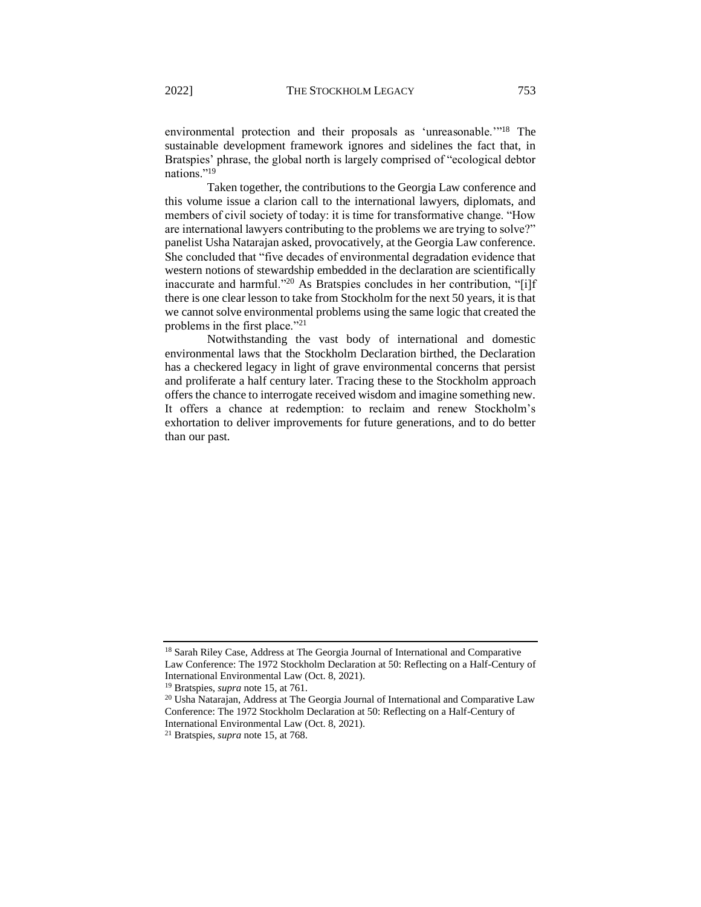environmental protection and their proposals as 'unreasonable.'"[18] The sustainable development framework ignores and sidelines the fact that, in Bratspies' phrase, the global north is largely comprised of "ecological debtor nations."[19]

Taken together, the contributions to the Georgia Law conference and this volume issue a clarion call to the international lawyers, diplomats, and members of civil society of today: it is time for transformative change. "How are international lawyers contributing to the problems we are trying to solve?" panelist Usha Natarajan asked, provocatively, at the Georgia Law conference. She concluded that "five decades of environmental degradation evidence that western notions of stewardship embedded in the declaration are scientifically inaccurate and harmful."[20] As Bratspies concludes in her contribution, "[i]f there is one clear lesson to take from Stockholm for the next 50 years, it is that we cannot solve environmental problems using the same logic that created the problems in the first place."[21]

Notwithstanding the vast body of international and domestic environmental laws that the Stockholm Declaration birthed, the Declaration has a checkered legacy in light of grave environmental concerns that persist and proliferate a half century later. Tracing these to the Stockholm approach offers the chance to interrogate received wisdom and imagine something new. It offers a chance at redemption: to reclaim and renew Stockholm's exhortation to deliver improvements for future generations, and to do better than our past.

---

[18] Sarah Riley Case, Address at The Georgia Journal of International and Comparative Law Conference: The 1972 Stockholm Declaration at 50: Reflecting on a Half-Century of International Environmental Law (Oct. 8, 2021).

[19] Bratspies, *supra* note 15, at 761.

[20] Usha Natarajan, Address at The Georgia Journal of International and Comparative Law Conference: The 1972 Stockholm Declaration at 50: Reflecting on a Half-Century of International Environmental Law (Oct. 8, 2021).

[21] Bratspies, *supra* note 15, at 768.